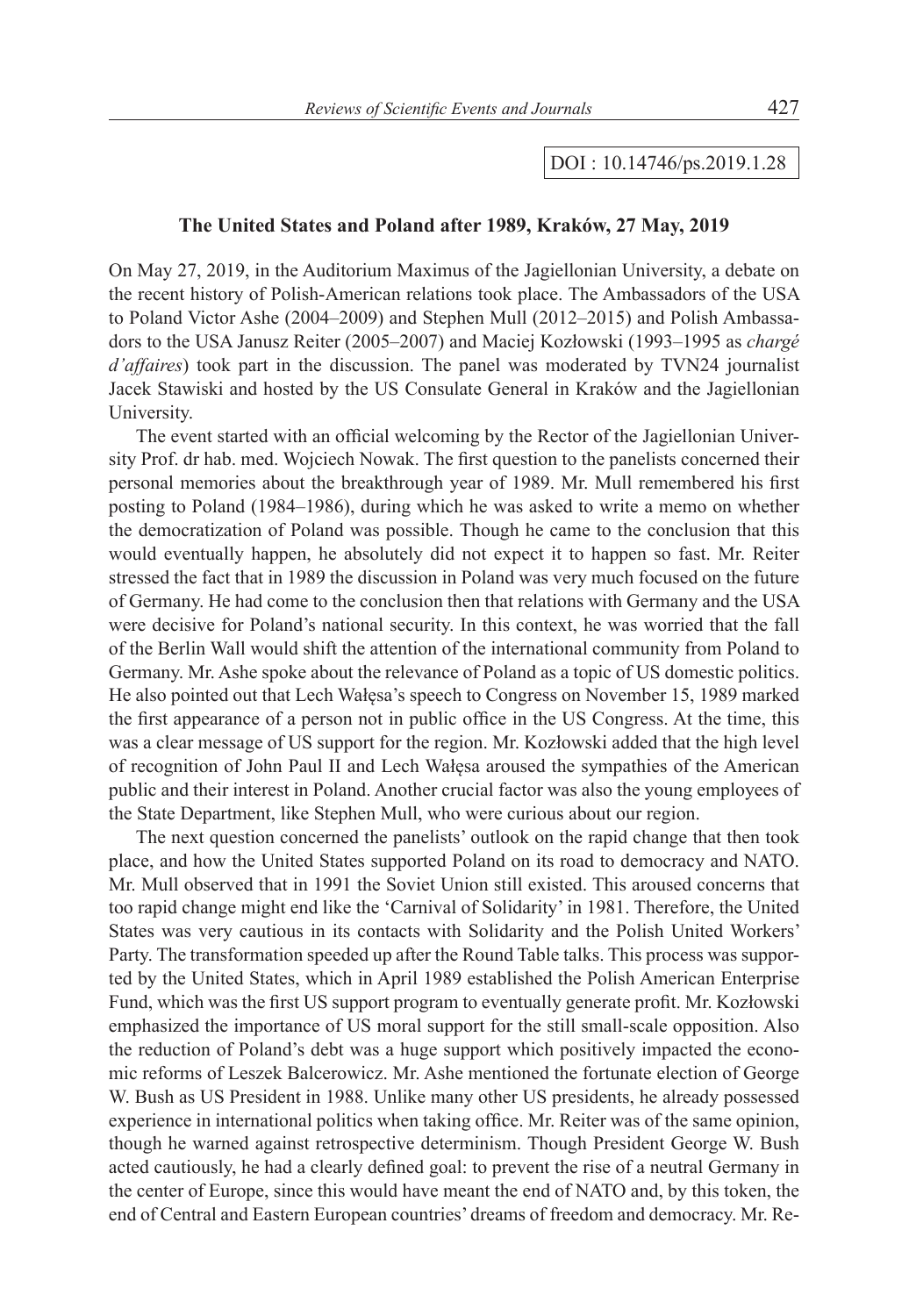DOI : 10.14746/ps.2019.1.28

## The United States and Poland after 1989, Kraków, 27 May, 2019

On May 27, 2019, in the Auditorium Maximus of the Jagiellonian University, a debate on the recent history of Polish-American relations took place. The Ambassadors of the USA to Poland Victor Ashe (2004–2009) and Stephen Mull (2012–2015) and Polish Ambassadors to the USA Janusz Reiter (2005–2007) and Maciej Kozłowski (1993–1995 as *chargé d'affaires*) took part in the discussion. The panel was moderated by TVN24 journalist Jacek Stawiski and hosted by the US Consulate General in Kraków and the Jagiellonian University.

The event started with an official welcoming by the Rector of the Jagiellonian University Prof. dr hab. med. Wojciech Nowak. The first question to the panelists concerned their personal memories about the breakthrough year of 1989. Mr. Mull remembered his first posting to Poland (1984–1986), during which he was asked to write a memo on whether the democratization of Poland was possible. Though he came to the conclusion that this would eventually happen, he absolutely did not expect it to happen so fast. Mr. Reiter stressed the fact that in 1989 the discussion in Poland was very much focused on the future of Germany. He had come to the conclusion then that relations with Germany and the USA were decisive for Poland's national security. In this context, he was worried that the fall of the Berlin Wall would shift the attention of the international community from Poland to Germany. Mr. Ashe spoke about the relevance of Poland as a topic of US domestic politics. He also pointed out that Lech Wałęsa's speech to Congress on November 15, 1989 marked the first appearance of a person not in public office in the US Congress. At the time, this was a clear message of US support for the region. Mr. Kozłowski added that the high level of recognition of John Paul II and Lech Wałęsa aroused the sympathies of the American public and their interest in Poland. Another crucial factor was also the young employees of the State Department, like Stephen Mull, who were curious about our region.

The next question concerned the panelists' outlook on the rapid change that then took place, and how the United States supported Poland on its road to democracy and NATO. Mr. Mull observed that in 1991 the Soviet Union still existed. This aroused concerns that too rapid change might end like the 'Carnival of Solidarity' in 1981. Therefore, the United States was very cautious in its contacts with Solidarity and the Polish United Workers' Party. The transformation speeded up after the Round Table talks. This process was supported by the United States, which in April 1989 established the Polish American Enterprise Fund, which was the first US support program to eventually generate profit. Mr. Kozłowski emphasized the importance of US moral support for the still small-scale opposition. Also the reduction of Poland's debt was a huge support which positively impacted the economic reforms of Leszek Balcerowicz. Mr. Ashe mentioned the fortunate election of George W. Bush as US President in 1988. Unlike many other US presidents, he already possessed experience in international politics when taking office. Mr. Reiter was of the same opinion, though he warned against retrospective determinism. Though President George W. Bush acted cautiously, he had a clearly defined goal: to prevent the rise of a neutral Germany in the center of Europe, since this would have meant the end of NATO and, by this token, the end of Central and Eastern European countries' dreams of freedom and democracy. Mr. Re-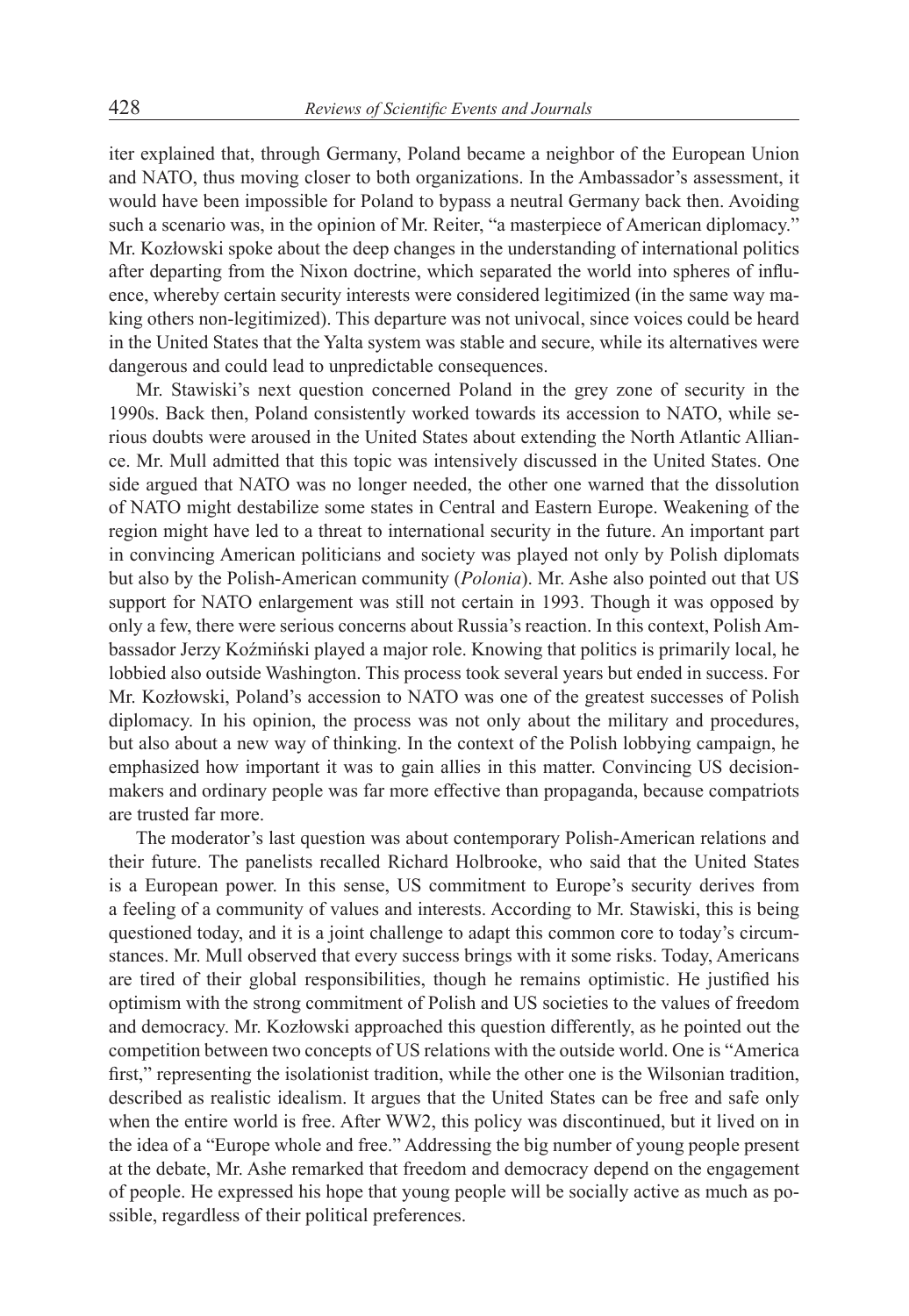iter explained that, through Germany, Poland became a neighbor of the European Union and NATO, thus moving closer to both organizations. In the Ambassador's assessment, it would have been impossible for Poland to bypass a neutral Germany back then. Avoiding such a scenario was, in the opinion of Mr. Reiter, "a masterpiece of American diplomacy." Mr. Kozłowski spoke about the deep changes in the understanding of international politics after departing from the Nixon doctrine, which separated the world into spheres of influence, whereby certain security interests were considered legitimized (in the same way making others non-legitimized). This departure was not univocal, since voices could be heard in the United States that the Yalta system was stable and secure, while its alternatives were dangerous and could lead to unpredictable consequences.

Mr. Stawiski's next question concerned Poland in the grey zone of security in the 1990s. Back then, Poland consistently worked towards its accession to NATO, while serious doubts were aroused in the United States about extending the North Atlantic Alliance. Mr. Mull admitted that this topic was intensively discussed in the United States. One side argued that NATO was no longer needed, the other one warned that the dissolution of NATO might destabilize some states in Central and Eastern Europe. Weakening of the region might have led to a threat to international security in the future. An important part in convincing American politicians and society was played not only by Polish diplomats but also by the Polish-American community (*Polonia*). Mr. Ashe also pointed out that US support for NATO enlargement was still not certain in 1993. Though it was opposed by only a few, there were serious concerns about Russia's reaction. In this context, Polish Ambassador Jerzy Koźmiński played a major role. Knowing that politics is primarily local, he lobbied also outside Washington. This process took several years but ended in success. For Mr. Kozłowski, Poland's accession to NATO was one of the greatest successes of Polish diplomacy. In his opinion, the process was not only about the military and procedures, but also about a new way of thinking. In the context of the Polish lobbying campaign, he emphasized how important it was to gain allies in this matter. Convincing US decision-makers and ordinary people was far more effective than propaganda, because compatriots are trusted far more.

The moderator's last question was about contemporary Polish-American relations and their future. The panelists recalled Richard Holbrooke, who said that the United States is a European power. In this sense, US commitment to Europe's security derives from a feeling of a community of values and interests. According to Mr. Stawiski, this is being questioned today, and it is a joint challenge to adapt this common core to today's circumstances. Mr. Mull observed that every success brings with it some risks. Today, Americans are tired of their global responsibilities, though he remains optimistic. He justified his optimism with the strong commitment of Polish and US societies to the values of freedom and democracy. Mr. Kozłowski approached this question differently, as he pointed out the competition between two concepts of US relations with the outside world. One is "America first," representing the isolationist tradition, while the other one is the Wilsonian tradition, described as realistic idealism. It argues that the United States can be free and safe only when the entire world is free. After WW2, this policy was discontinued, but it lived on in the idea of a "Europe whole and free." Addressing the big number of young people present at the debate, Mr. Ashe remarked that freedom and democracy depend on the engagement of people. He expressed his hope that young people will be socially active as much as possible, regardless of their political preferences.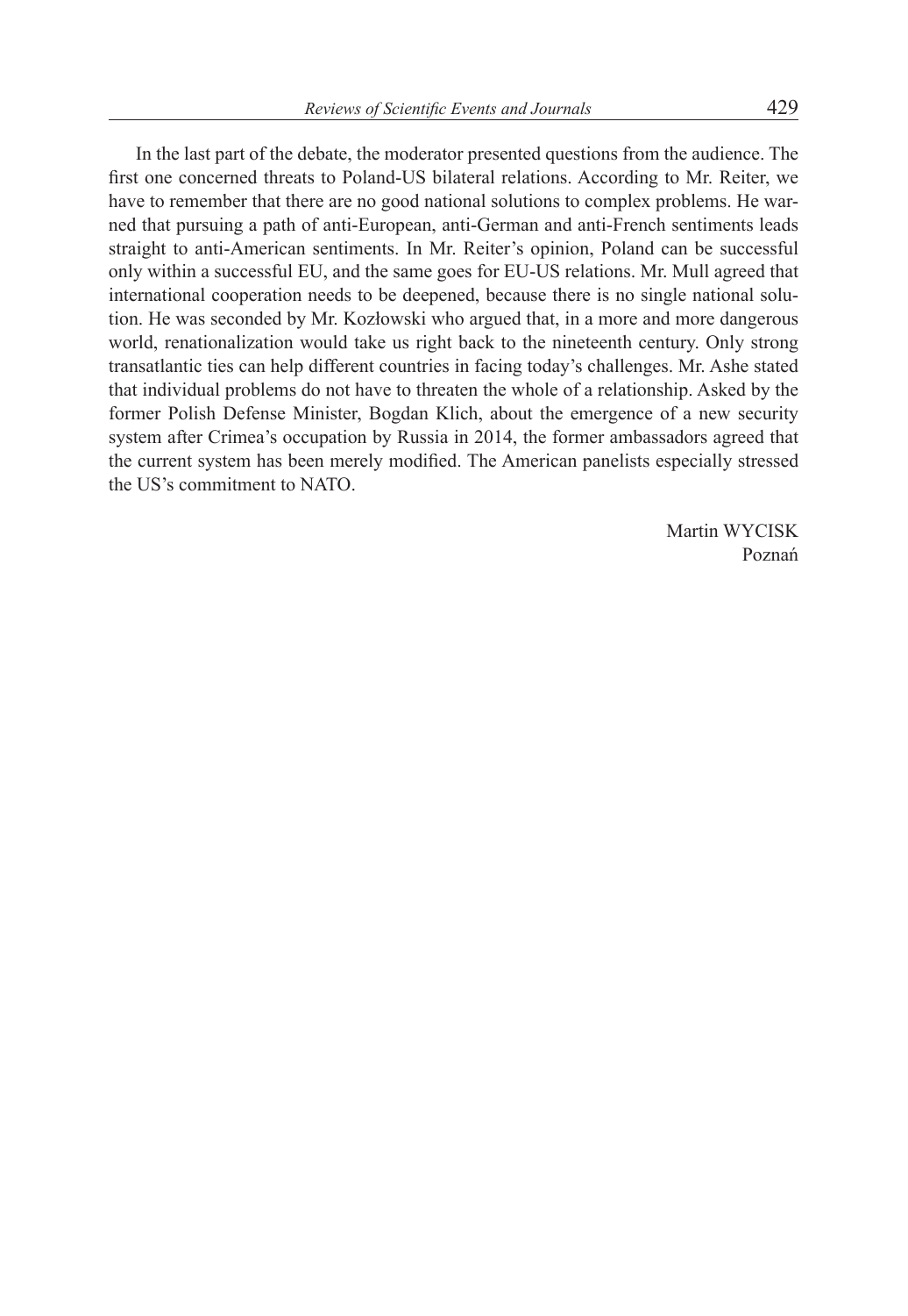In the last part of the debate, the moderator presented questions from the audience. The first one concerned threats to Poland-US bilateral relations. According to Mr. Reiter, we have to remember that there are no good national solutions to complex problems. He warned that pursuing a path of anti-European, anti-German and anti-French sentiments leads straight to anti-American sentiments. In Mr. Reiter's opinion, Poland can be successful only within a successful EU, and the same goes for EU-US relations. Mr. Mull agreed that international cooperation needs to be deepened, because there is no single national solution. He was seconded by Mr. Kozłowski who argued that, in a more and more dangerous world, renationalization would take us right back to the nineteenth century. Only strong transatlantic ties can help different countries in facing today's challenges. Mr. Ashe stated that individual problems do not have to threaten the whole of a relationship. Asked by the former Polish Defense Minister, Bogdan Klich, about the emergence of a new security system after Crimea's occupation by Russia in 2014, the former ambassadors agreed that the current system has been merely modified. The American panelists especially stressed the US's commitment to NATO.

Martin WYCISK
Poznań